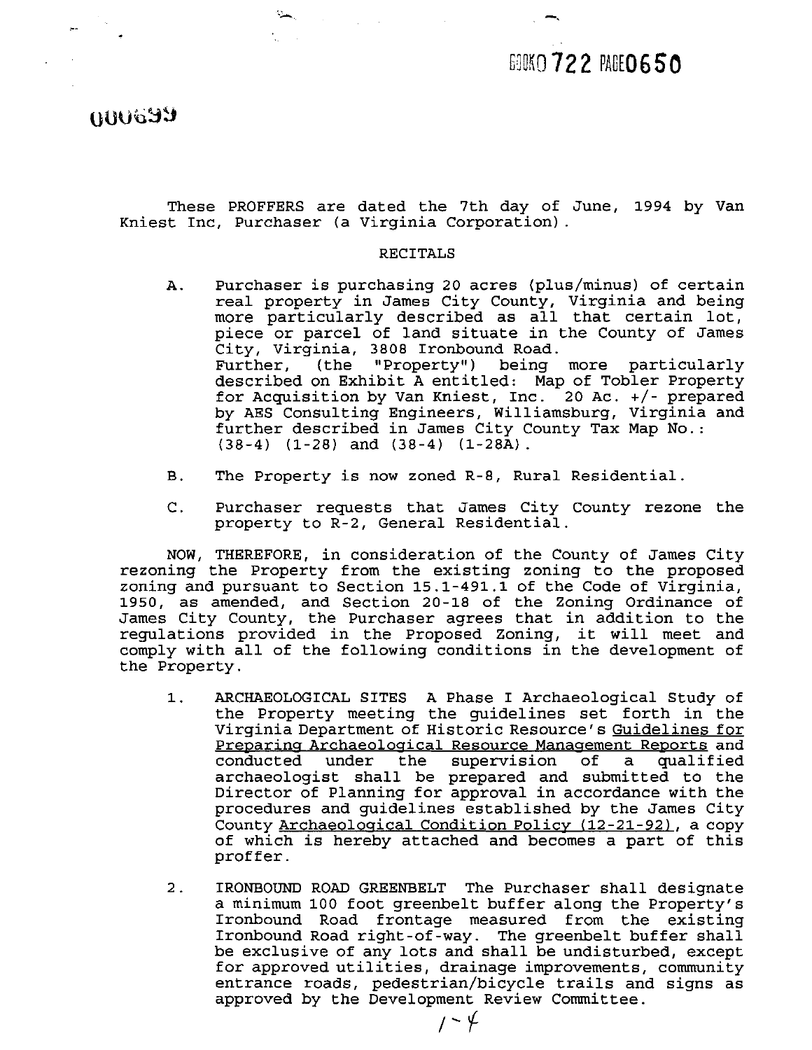These PROFFERS are dated the 7th day of June, 1994 by Van Kniest Inc, Purchaser (a Virginia Corporation).

RECITALS

A. Purchaser is purchasing 20 acres (plus/minus) of certain real property in James City County, Virginia and being more particularly described as all that certain lot, piece or parcel of land situate in the County of James City, Virginia, 3808 Ironbound Road. Further, (the "Property") being more particularly described on Exhibit A entitled: Map of Tobler Property for Acquisition by Van Kniest, Inc. 20 Ac. +/- prepared by AES Consulting Engineers, Williamsburg, Virginia and further described in James City County Tax Map No.: (38-4) (1-28) and (38-4) (1-28A).

B. The Property is now zoned R-8, Rural Residential.

C. Purchaser requests that James City County rezone the property to R-2, General Residential.

NOW, THEREFORE, in consideration of the County of James City rezoning the Property from the existing zoning to the proposed zoning and pursuant to Section 15.1-491.1 of the Code of Virginia, 1950, as amended, and Section 20-18 of the Zoning Ordinance of James City County, the Purchaser agrees that in addition to the regulations provided in the Proposed Zoning, it will meet and comply with all of the following conditions in the development of the Property.

1. ARCHAEOLOGICAL SITES A Phase I Archaeological Study of the Property meeting the guidelines set forth in the Virginia Department of Historic Resource's Guidelines for Preparing Archaeological Resource Management Reports and conducted under the supervision of a qualified archaeologist shall be prepared and submitted to the Director of Planning for approval in accordance with the procedures and guidelines established by the James City County Archaeological Condition Policy (12-21-92), a copy of which is hereby attached and becomes a part of this proffer.

2. IRONBOUND ROAD GREENBELT The Purchaser shall designate a minimum 100 foot greenbelt buffer along the Property's Ironbound Road frontage measured from the existing Ironbound Road right-of-way. The greenbelt buffer shall be exclusive of any lots and shall be undisturbed, except for approved utilities, drainage improvements, community entrance roads, pedestrian/bicycle trails and signs as approved by the Development Review Committee.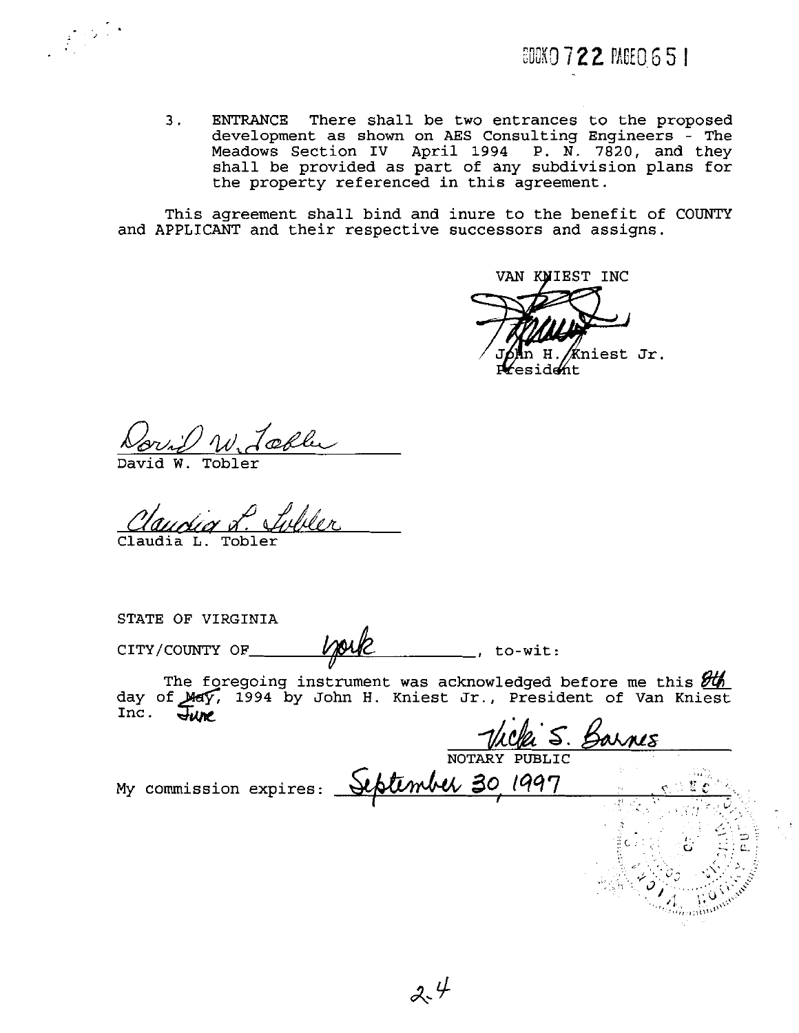BOOK 0722 PAGE 0651

3. ENTRANCE There shall be two entrances to the proposed development as shown on AES Consulting Engineers - The Meadows Section IV April 1994 P. N. 7820, and they shall be provided as part of any subdivision plans for the property referenced in this agreement.

This agreement shall bind and inure to the benefit of COUNTY and APPLICANT and their respective successors and assigns.

VAN KNIEST INC

John H. Kniest Jr.
President

David W. Tobler
David W. Tobler

Claudia L. Tobler
Claudia L. Tobler

STATE OF VIRGINIA

CITY/COUNTY OF York, to-wit:

The foregoing instrument was acknowledged before me this 8th day of ~~May~~ June, 1994 by John H. Kniest Jr., President of Van Kniest Inc.

Vicki S. Barnes
NOTARY PUBLIC

My commission expires: September 30, 1997

2.4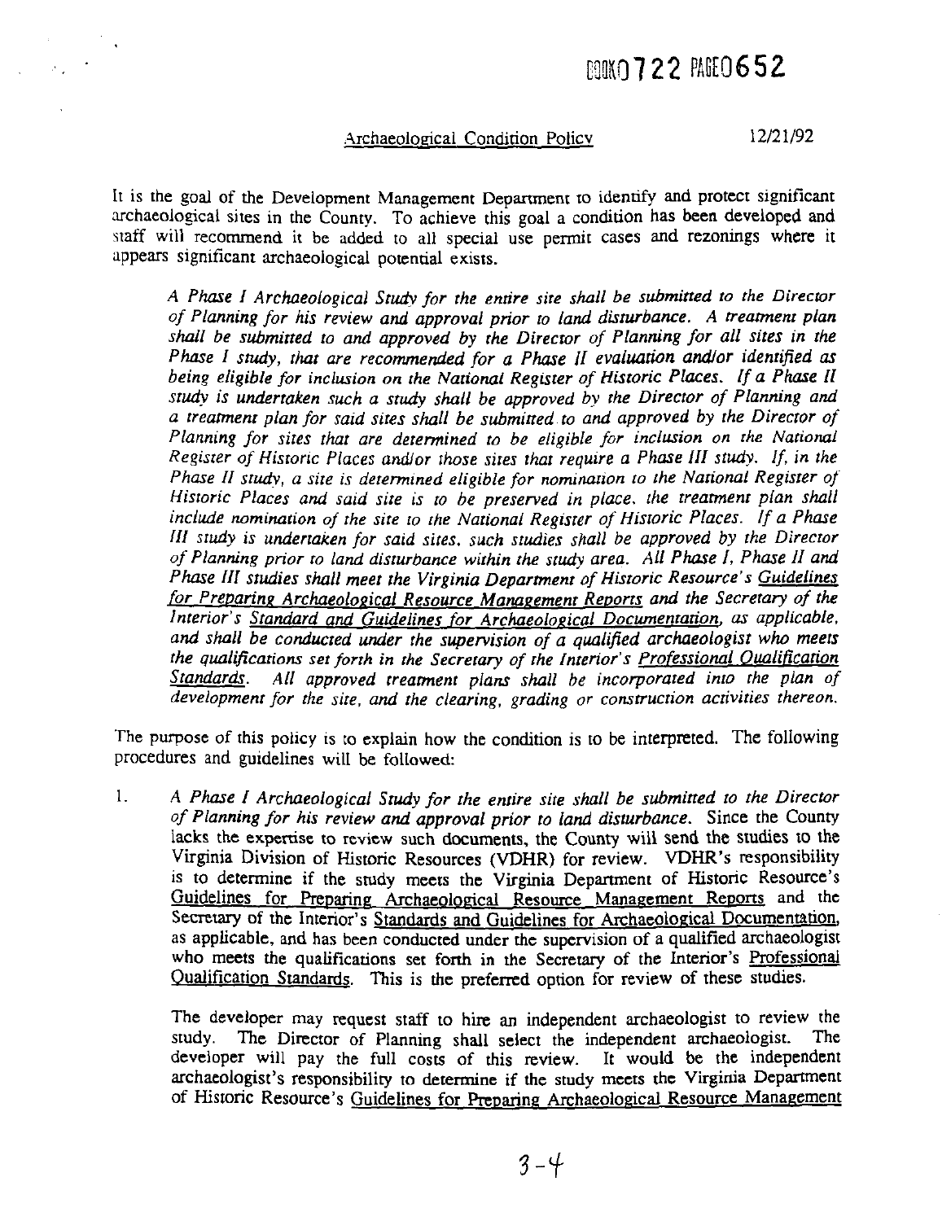## Archaeological Condition Policy 12/21/92

It is the goal of the Development Management Department to identify and protect significant archaeological sites in the County. To achieve this goal a condition has been developed and staff will recommend it be added to all special use permit cases and rezonings where it appears significant archaeological potential exists.

> *A Phase I Archaeological Study for the entire site shall be submitted to the Director of Planning for his review and approval prior to land disturbance. A treatment plan shall be submitted to and approved by the Director of Planning for all sites in the Phase I study, that are recommended for a Phase II evaluation and/or identified as being eligible for inclusion on the National Register of Historic Places. If a Phase II study is undertaken such a study shall be approved by the Director of Planning and a treatment plan for said sites shall be submitted to and approved by the Director of Planning for sites that are determined to be eligible for inclusion on the National Register of Historic Places and/or those sites that require a Phase III study. If, in the Phase II study, a site is determined eligible for nomination to the National Register of Historic Places and said site is to be preserved in place, the treatment plan shall include nomination of the site to the National Register of Historic Places. If a Phase III study is undertaken for said sites, such studies shall be approved by the Director of Planning prior to land disturbance within the study area. All Phase I, Phase II and Phase III studies shall meet the Virginia Department of Historic Resource's Guidelines for Preparing Archaeological Resource Management Reports and the Secretary of the Interior's Standard and Guidelines for Archaeological Documentation, as applicable, and shall be conducted under the supervision of a qualified archaeologist who meets the qualifications set forth in the Secretary of the Interior's Professional Qualification Standards. All approved treatment plans shall be incorporated into the plan of development for the site, and the clearing, grading or construction activities thereon.*

The purpose of this policy is to explain how the condition is to be interpreted. The following procedures and guidelines will be followed:

1. *A Phase I Archaeological Study for the entire site shall be submitted to the Director of Planning for his review and approval prior to land disturbance.* Since the County lacks the expertise to review such documents, the County will send the studies to the Virginia Division of Historic Resources (VDHR) for review. VDHR's responsibility is to determine if the study meets the Virginia Department of Historic Resource's Guidelines for Preparing Archaeological Resource Management Reports and the Secretary of the Interior's Standards and Guidelines for Archaeological Documentation, as applicable, and has been conducted under the supervision of a qualified archaeologist who meets the qualifications set forth in the Secretary of the Interior's Professional Qualification Standards. This is the preferred option for review of these studies.

   The developer may request staff to hire an independent archaeologist to review the study. The Director of Planning shall select the independent archaeologist. The developer will pay the full costs of this review. It would be the independent archaeologist's responsibility to determine if the study meets the Virginia Department of Historic Resource's Guidelines for Preparing Archaeological Resource Management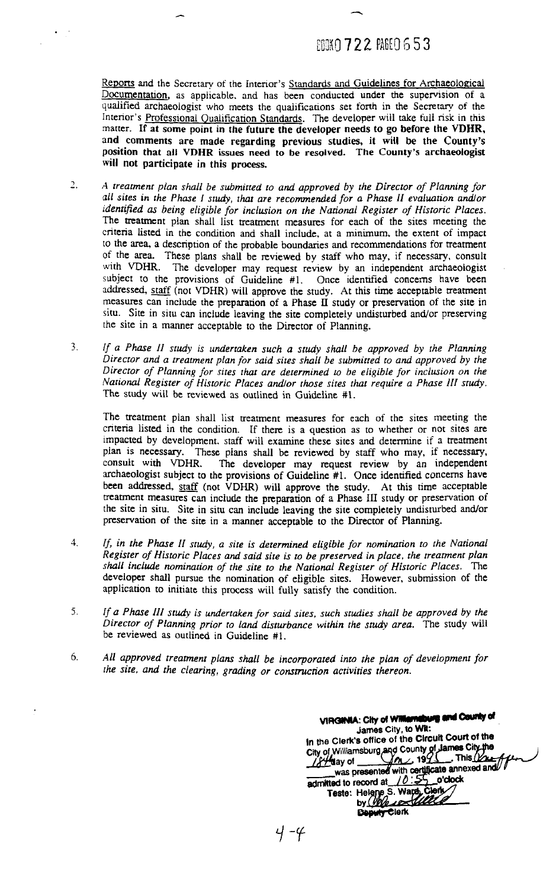BOOK0722 PAGE0653

Reports and the Secretary of the Interior's Standards and Guidelines for Archaeological Documentation, as applicable, and has been conducted under the supervision of a qualified archaeologist who meets the qualifications set forth in the Secretary of the Interior's Professional Qualification Standards. The developer will take full risk in this matter. **If at some point in the future the developer needs to go before the VDHR, and comments are made regarding previous studies, it will be the County's position that all VDHR issues need to be resolved. The County's archaeologist will not participate in this process.**

2. *A treatment plan shall be submitted to and approved by the Director of Planning for all sites in the Phase I study, that are recommended for a Phase II evaluation and/or identified as being eligible for inclusion on the National Register of Historic Places.* The treatment plan shall list treatment measures for each of the sites meeting the criteria listed in the condition and shall include, at a minimum, the extent of impact to the area, a description of the probable boundaries and recommendations for treatment of the area. These plans shall be reviewed by staff who may, if necessary, consult with VDHR. The developer may request review by an independent archaeologist subject to the provisions of Guideline #1. Once identified concerns have been addressed, staff (not VDHR) will approve the study. At this time acceptable treatment measures can include the preparation of a Phase II study or preservation of the site in situ. Site in situ can include leaving the site completely undisturbed and/or preserving the site in a manner acceptable to the Director of Planning.

3. *If a Phase II study is undertaken such a study shall be approved by the Planning Director and a treatment plan for said sites shall be submitted to and approved by the Director of Planning for sites that are determined to be eligible for inclusion on the National Register of Historic Places and/or those sites that require a Phase III study.* The study will be reviewed as outlined in Guideline #1.

   The treatment plan shall list treatment measures for each of the sites meeting the criteria listed in the condition. If there is a question as to whether or not sites are impacted by development, staff will examine these sites and determine if a treatment plan is necessary. These plans shall be reviewed by staff who may, if necessary, consult with VDHR. The developer may request review by an independent archaeologist subject to the provisions of Guideline #1. Once identified concerns have been addressed, staff (not VDHR) will approve the study. At this time acceptable treatment measures can include the preparation of a Phase III study or preservation of the site in situ. Site in situ can include leaving the site completely undisturbed and/or preservation of the site in a manner acceptable to the Director of Planning.

4. *If, in the Phase II study, a site is determined eligible for nomination to the National Register of Historic Places and said site is to be preserved in place, the treatment plan shall include nomination of the site to the National Register of Historic Places.* The developer shall pursue the nomination of eligible sites. However, submission of the application to initiate this process will fully satisfy the condition.

5. *If a Phase III study is undertaken for said sites, such studies shall be approved by the Director of Planning prior to land disturbance within the study area.* The study will be reviewed as outlined in Guideline #1.

6. *All approved treatment plans shall be incorporated into the plan of development for the site, and the clearing, grading or construction activities thereon.*

**VIRGINIA: City of Williamsburg and County of James City, to Wit:**
In the Clerk's office of the Circuit Court of the City of Williamsburg and County of James City the 18th day of Jan, 1995. This Document was presented with certificate annexed and admitted to record at 10:55 o'clock
Teste: Helene S. Ward, Clerk
by [signature]
Deputy Clerk

4-4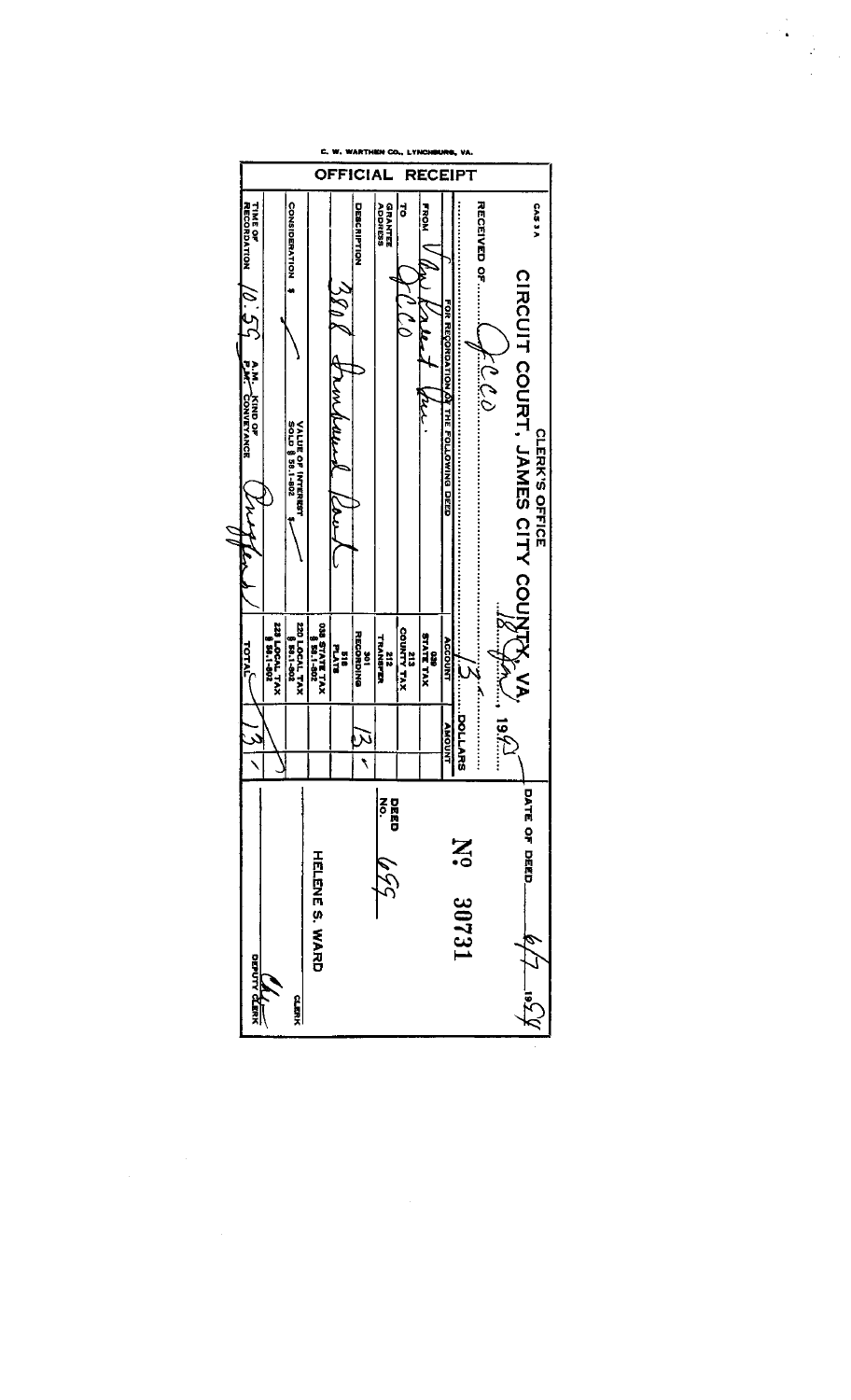C. W. WARTHEN CO., LYNCHBURG, VA.

# OFFICIAL RECEIPT

CAS 3 A

## CIRCUIT COURT, JAMES CITY COUNTY, VA.

CLERK'S OFFICE

18 Jan, 1995

DATE OF DEED 6/7 1994

RECEIVED OF JCCO

13 DOLLARS

No 30731

FOR RECORDATION OF THE FOLLOWING DEED

| | | ACCOUNT | AMOUNT |
|---|---|---|---|
| FROM | Vagdavert Inc. | 039 STATE TAX | |
| TO | JCCO | 213 COUNTY TAX | |
| GRANTEE ADDRESS | | 212 TRANSFER | |
| DESCRIPTION | 3808 Ironbound Road | 301 RECORDING | 13 |
| | | 516 PLATS | |
| | | 038 STATE TAX § 58.1-801 | |
| CONSIDERATION $ | VALUE OF INTEREST SOLD § 58.1-802 $ | 220 LOCAL TAX § 58.1-802 | |
| | | 228 LOCAL TAX § 58.1-802 | |
| TIME OF RECORDATION 10:55 A.M. P.M. | KIND OF CONVEYANCE Quitclaim | TOTAL | 13 |

DEED NO. 659

HELENE S. WARD

CLERK

DEPUTY CLERK